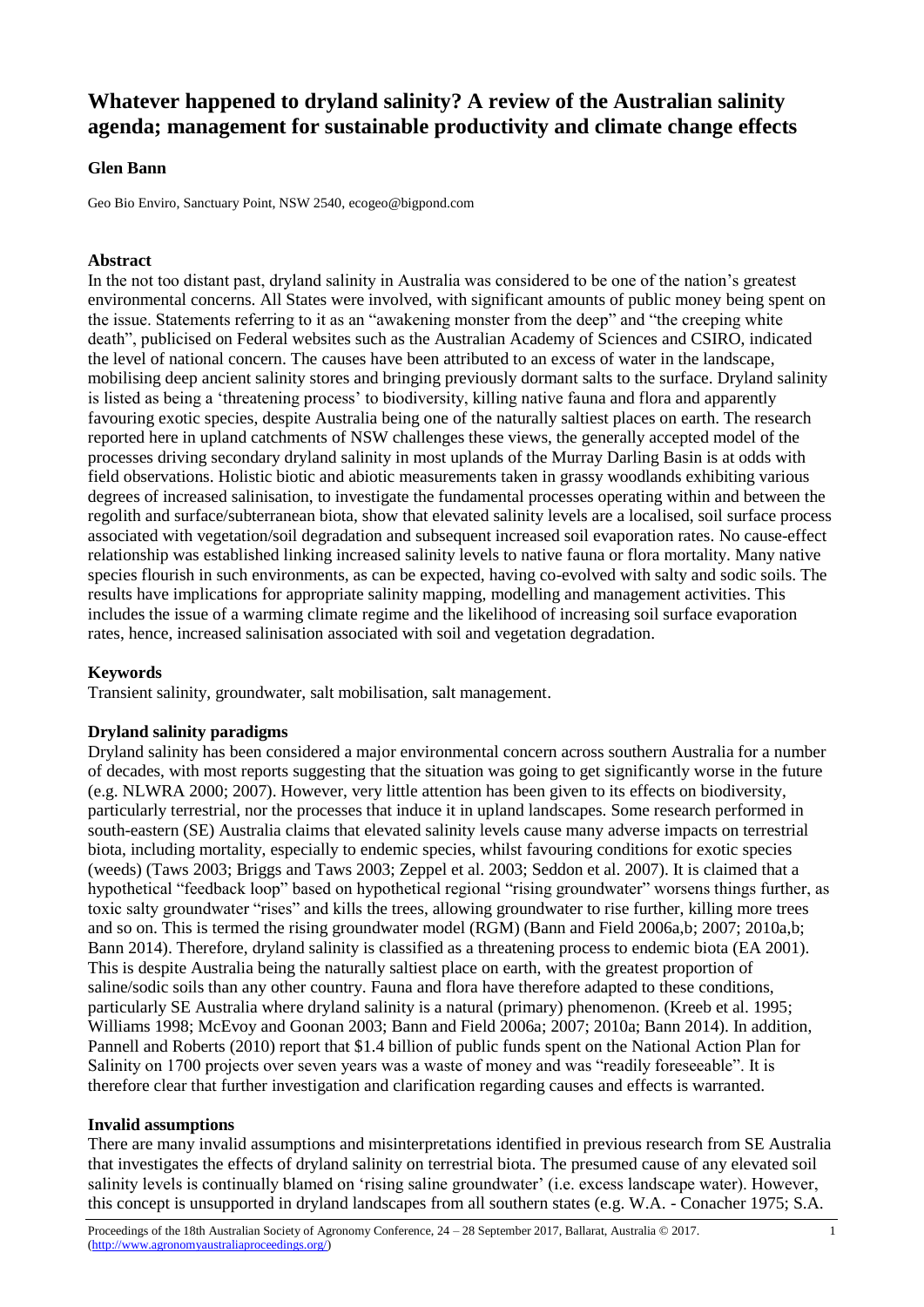# Whatever happened to dryland salinity? A review of the Australian salinity agenda; management for sustainable productivity and climate change effects

**Glen Bann**

Geo Bio Enviro, Sanctuary Point, NSW 2540, ecogeo@bigpond.com

### Abstract

In the not too distant past, dryland salinity in Australia was considered to be one of the nation's greatest environmental concerns. All States were involved, with significant amounts of public money being spent on the issue. Statements referring to it as an "awakening monster from the deep" and "the creeping white death", publicised on Federal websites such as the Australian Academy of Sciences and CSIRO, indicated the level of national concern. The causes have been attributed to an excess of water in the landscape, mobilising deep ancient salinity stores and bringing previously dormant salts to the surface. Dryland salinity is listed as being a 'threatening process' to biodiversity, killing native fauna and flora and apparently favouring exotic species, despite Australia being one of the naturally saltiest places on earth. The research reported here in upland catchments of NSW challenges these views, the generally accepted model of the processes driving secondary dryland salinity in most uplands of the Murray Darling Basin is at odds with field observations. Holistic biotic and abiotic measurements taken in grassy woodlands exhibiting various degrees of increased salinisation, to investigate the fundamental processes operating within and between the regolith and surface/subterranean biota, show that elevated salinity levels are a localised, soil surface process associated with vegetation/soil degradation and subsequent increased soil evaporation rates. No cause-effect relationship was established linking increased salinity levels to native fauna or flora mortality. Many native species flourish in such environments, as can be expected, having co-evolved with salty and sodic soils. The results have implications for appropriate salinity mapping, modelling and management activities. This includes the issue of a warming climate regime and the likelihood of increasing soil surface evaporation rates, hence, increased salinisation associated with soil and vegetation degradation.

### Keywords

Transient salinity, groundwater, salt mobilisation, salt management.

### Dryland salinity paradigms

Dryland salinity has been considered a major environmental concern across southern Australia for a number of decades, with most reports suggesting that the situation was going to get significantly worse in the future (e.g. NLWRA 2000; 2007). However, very little attention has been given to its effects on biodiversity, particularly terrestrial, nor the processes that induce it in upland landscapes. Some research performed in south-eastern (SE) Australia claims that elevated salinity levels cause many adverse impacts on terrestrial biota, including mortality, especially to endemic species, whilst favouring conditions for exotic species (weeds) (Taws 2003; Briggs and Taws 2003; Zeppel et al. 2003; Seddon et al. 2007). It is claimed that a hypothetical "feedback loop" based on hypothetical regional "rising groundwater" worsens things further, as toxic salty groundwater "rises" and kills the trees, allowing groundwater to rise further, killing more trees and so on. This is termed the rising groundwater model (RGM) (Bann and Field 2006a,b; 2007; 2010a,b; Bann 2014). Therefore, dryland salinity is classified as a threatening process to endemic biota (EA 2001). This is despite Australia being the naturally saltiest place on earth, with the greatest proportion of saline/sodic soils than any other country. Fauna and flora have therefore adapted to these conditions, particularly SE Australia where dryland salinity is a natural (primary) phenomenon. (Kreeb et al. 1995; Williams 1998; McEvoy and Goonan 2003; Bann and Field 2006a; 2007; 2010a; Bann 2014). In addition, Pannell and Roberts (2010) report that $1.4 billion of public funds spent on the National Action Plan for Salinity on 1700 projects over seven years was a waste of money and was "readily foreseeable". It is therefore clear that further investigation and clarification regarding causes and effects is warranted.

### Invalid assumptions

There are many invalid assumptions and misinterpretations identified in previous research from SE Australia that investigates the effects of dryland salinity on terrestrial biota. The presumed cause of any elevated soil salinity levels is continually blamed on 'rising saline groundwater' (i.e. excess landscape water). However, this concept is unsupported in dryland landscapes from all southern states (e.g. W.A. - Conacher 1975; S.A.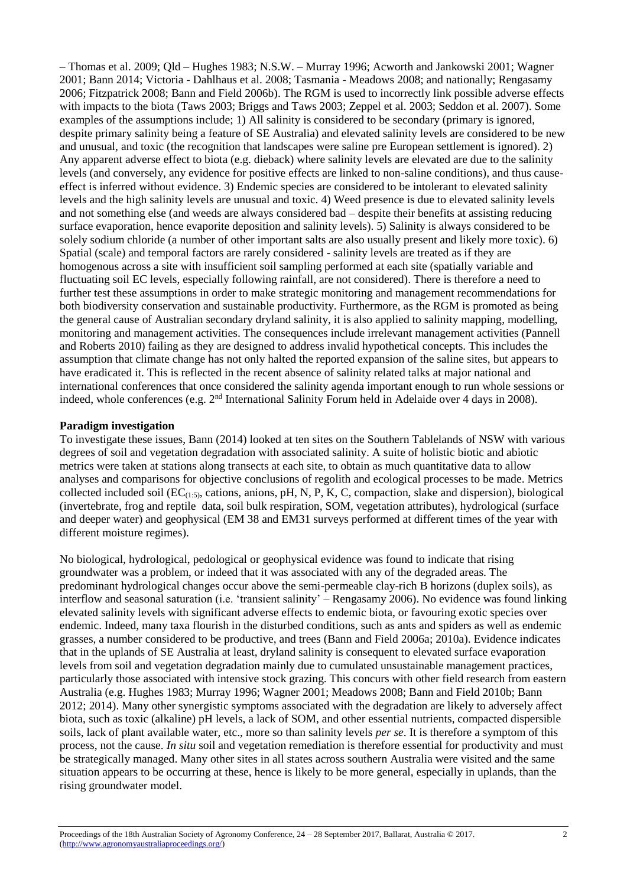– Thomas et al. 2009; Qld – Hughes 1983; N.S.W. – Murray 1996; Acworth and Jankowski 2001; Wagner 2001; Bann 2014; Victoria - Dahlhaus et al. 2008; Tasmania - Meadows 2008; and nationally; Rengasamy 2006; Fitzpatrick 2008; Bann and Field 2006b). The RGM is used to incorrectly link possible adverse effects with impacts to the biota (Taws 2003; Briggs and Taws 2003; Zeppel et al. 2003; Seddon et al. 2007). Some examples of the assumptions include; 1) All salinity is considered to be secondary (primary is ignored, despite primary salinity being a feature of SE Australia) and elevated salinity levels are considered to be new and unusual, and toxic (the recognition that landscapes were saline pre European settlement is ignored). 2) Any apparent adverse effect to biota (e.g. dieback) where salinity levels are elevated are due to the salinity levels (and conversely, any evidence for positive effects are linked to non-saline conditions), and thus cause-effect is inferred without evidence. 3) Endemic species are considered to be intolerant to elevated salinity levels and the high salinity levels are unusual and toxic. 4) Weed presence is due to elevated salinity levels and not something else (and weeds are always considered bad – despite their benefits at assisting reducing surface evaporation, hence evaporite deposition and salinity levels). 5) Salinity is always considered to be solely sodium chloride (a number of other important salts are also usually present and likely more toxic). 6) Spatial (scale) and temporal factors are rarely considered - salinity levels are treated as if they are homogenous across a site with insufficient soil sampling performed at each site (spatially variable and fluctuating soil EC levels, especially following rainfall, are not considered). There is therefore a need to further test these assumptions in order to make strategic monitoring and management recommendations for both biodiversity conservation and sustainable productivity. Furthermore, as the RGM is promoted as being the general cause of Australian secondary dryland salinity, it is also applied to salinity mapping, modelling, monitoring and management activities. The consequences include irrelevant management activities (Pannell and Roberts 2010) failing as they are designed to address invalid hypothetical concepts. This includes the assumption that climate change has not only halted the reported expansion of the saline sites, but appears to have eradicated it. This is reflected in the recent absence of salinity related talks at major national and international conferences that once considered the salinity agenda important enough to run whole sessions or indeed, whole conferences (e.g. 2nd International Salinity Forum held in Adelaide over 4 days in 2008).

**Paradigm investigation**

To investigate these issues, Bann (2014) looked at ten sites on the Southern Tablelands of NSW with various degrees of soil and vegetation degradation with associated salinity. A suite of holistic biotic and abiotic metrics were taken at stations along transects at each site, to obtain as much quantitative data to allow analyses and comparisons for objective conclusions of regolith and ecological processes to be made. Metrics collected included soil ($EC_{(1:5)}$, cations, anions, pH, N, P, K, C, compaction, slake and dispersion), biological (invertebrate, frog and reptile data, soil bulk respiration, SOM, vegetation attributes), hydrological (surface and deeper water) and geophysical (EM 38 and EM31 surveys performed at different times of the year with different moisture regimes).

No biological, hydrological, pedological or geophysical evidence was found to indicate that rising groundwater was a problem, or indeed that it was associated with any of the degraded areas. The predominant hydrological changes occur above the semi-permeable clay-rich B horizons (duplex soils), as interflow and seasonal saturation (i.e. 'transient salinity' – Rengasamy 2006). No evidence was found linking elevated salinity levels with significant adverse effects to endemic biota, or favouring exotic species over endemic. Indeed, many taxa flourish in the disturbed conditions, such as ants and spiders as well as endemic grasses, a number considered to be productive, and trees (Bann and Field 2006a; 2010a). Evidence indicates that in the uplands of SE Australia at least, dryland salinity is consequent to elevated surface evaporation levels from soil and vegetation degradation mainly due to cumulated unsustainable management practices, particularly those associated with intensive stock grazing. This concurs with other field research from eastern Australia (e.g. Hughes 1983; Murray 1996; Wagner 2001; Meadows 2008; Bann and Field 2010b; Bann 2012; 2014). Many other synergistic symptoms associated with the degradation are likely to adversely affect biota, such as toxic (alkaline) pH levels, a lack of SOM, and other essential nutrients, compacted dispersible soils, lack of plant available water, etc., more so than salinity levels *per se*. It is therefore a symptom of this process, not the cause. *In situ* soil and vegetation remediation is therefore essential for productivity and must be strategically managed. Many other sites in all states across southern Australia were visited and the same situation appears to be occurring at these, hence is likely to be more general, especially in uplands, than the rising groundwater model.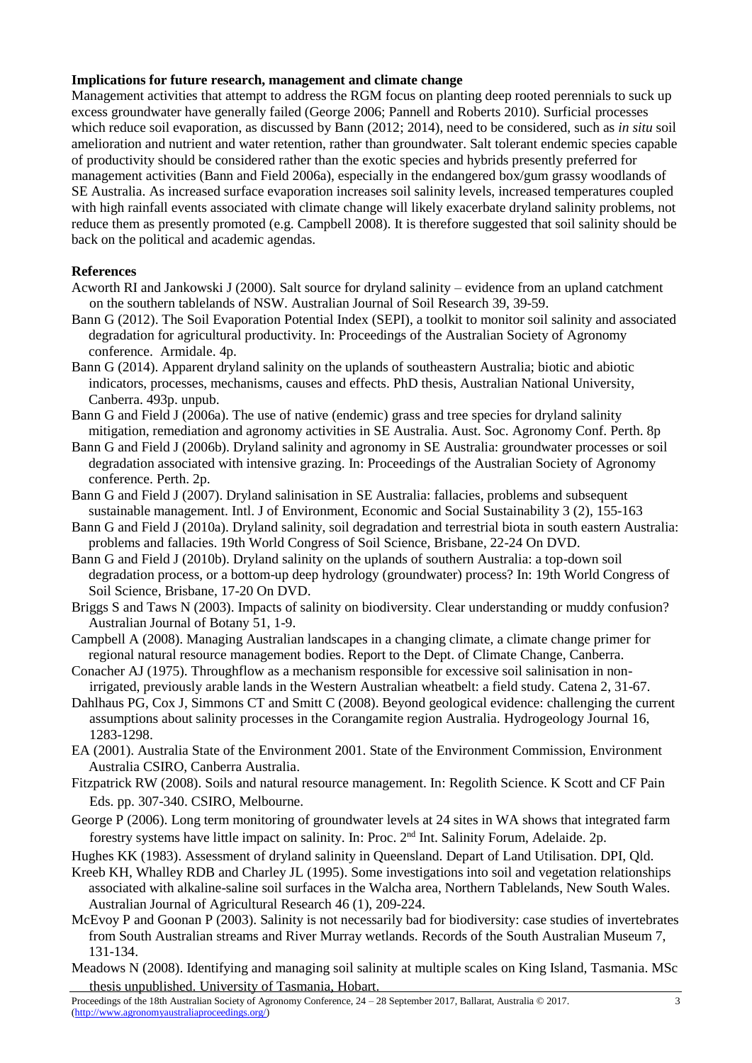**Implications for future research, management and climate change**

Management activities that attempt to address the RGM focus on planting deep rooted perennials to suck up excess groundwater have generally failed (George 2006; Pannell and Roberts 2010). Surficial processes which reduce soil evaporation, as discussed by Bann (2012; 2014), need to be considered, such as *in situ* soil amelioration and nutrient and water retention, rather than groundwater. Salt tolerant endemic species capable of productivity should be considered rather than the exotic species and hybrids presently preferred for management activities (Bann and Field 2006a), especially in the endangered box/gum grassy woodlands of SE Australia. As increased surface evaporation increases soil salinity levels, increased temperatures coupled with high rainfall events associated with climate change will likely exacerbate dryland salinity problems, not reduce them as presently promoted (e.g. Campbell 2008). It is therefore suggested that soil salinity should be back on the political and academic agendas.

**References**

Acworth RI and Jankowski J (2000). Salt source for dryland salinity – evidence from an upland catchment on the southern tablelands of NSW. Australian Journal of Soil Research 39, 39-59.

Bann G (2012). The Soil Evaporation Potential Index (SEPI), a toolkit to monitor soil salinity and associated degradation for agricultural productivity. In: Proceedings of the Australian Society of Agronomy conference. Armidale. 4p.

Bann G (2014). Apparent dryland salinity on the uplands of southeastern Australia; biotic and abiotic indicators, processes, mechanisms, causes and effects. PhD thesis, Australian National University, Canberra. 493p. unpub.

Bann G and Field J (2006a). The use of native (endemic) grass and tree species for dryland salinity mitigation, remediation and agronomy activities in SE Australia. Aust. Soc. Agronomy Conf. Perth. 8p

Bann G and Field J (2006b). Dryland salinity and agronomy in SE Australia: groundwater processes or soil degradation associated with intensive grazing. In: Proceedings of the Australian Society of Agronomy conference. Perth. 2p.

Bann G and Field J (2007). Dryland salinisation in SE Australia: fallacies, problems and subsequent sustainable management. Intl. J of Environment, Economic and Social Sustainability 3 (2), 155-163

Bann G and Field J (2010a). Dryland salinity, soil degradation and terrestrial biota in south eastern Australia: problems and fallacies. 19th World Congress of Soil Science, Brisbane, 22-24 On DVD.

Bann G and Field J (2010b). Dryland salinity on the uplands of southern Australia: a top-down soil degradation process, or a bottom-up deep hydrology (groundwater) process? In: 19th World Congress of Soil Science, Brisbane, 17-20 On DVD.

Briggs S and Taws N (2003). Impacts of salinity on biodiversity. Clear understanding or muddy confusion? Australian Journal of Botany 51, 1-9.

Campbell A (2008). Managing Australian landscapes in a changing climate, a climate change primer for regional natural resource management bodies. Report to the Dept. of Climate Change, Canberra.

Conacher AJ (1975). Throughflow as a mechanism responsible for excessive soil salinisation in non-irrigated, previously arable lands in the Western Australian wheatbelt: a field study. Catena 2, 31-67.

Dahlhaus PG, Cox J, Simmons CT and Smitt C (2008). Beyond geological evidence: challenging the current assumptions about salinity processes in the Corangamite region Australia. Hydrogeology Journal 16, 1283-1298.

EA (2001). Australia State of the Environment 2001. State of the Environment Commission, Environment Australia CSIRO, Canberra Australia.

Fitzpatrick RW (2008). Soils and natural resource management. In: Regolith Science. K Scott and CF Pain Eds. pp. 307-340. CSIRO, Melbourne.

George P (2006). Long term monitoring of groundwater levels at 24 sites in WA shows that integrated farm forestry systems have little impact on salinity. In: Proc. 2nd Int. Salinity Forum, Adelaide. 2p.

Hughes KK (1983). Assessment of dryland salinity in Queensland. Depart of Land Utilisation. DPI, Qld.

Kreeb KH, Whalley RDB and Charley JL (1995). Some investigations into soil and vegetation relationships associated with alkaline-saline soil surfaces in the Walcha area, Northern Tablelands, New South Wales. Australian Journal of Agricultural Research 46 (1), 209-224.

McEvoy P and Goonan P (2003). Salinity is not necessarily bad for biodiversity: case studies of invertebrates from South Australian streams and River Murray wetlands. Records of the South Australian Museum 7, 131-134.

Meadows N (2008). Identifying and managing soil salinity at multiple scales on King Island, Tasmania. MSc thesis unpublished. University of Tasmania, Hobart.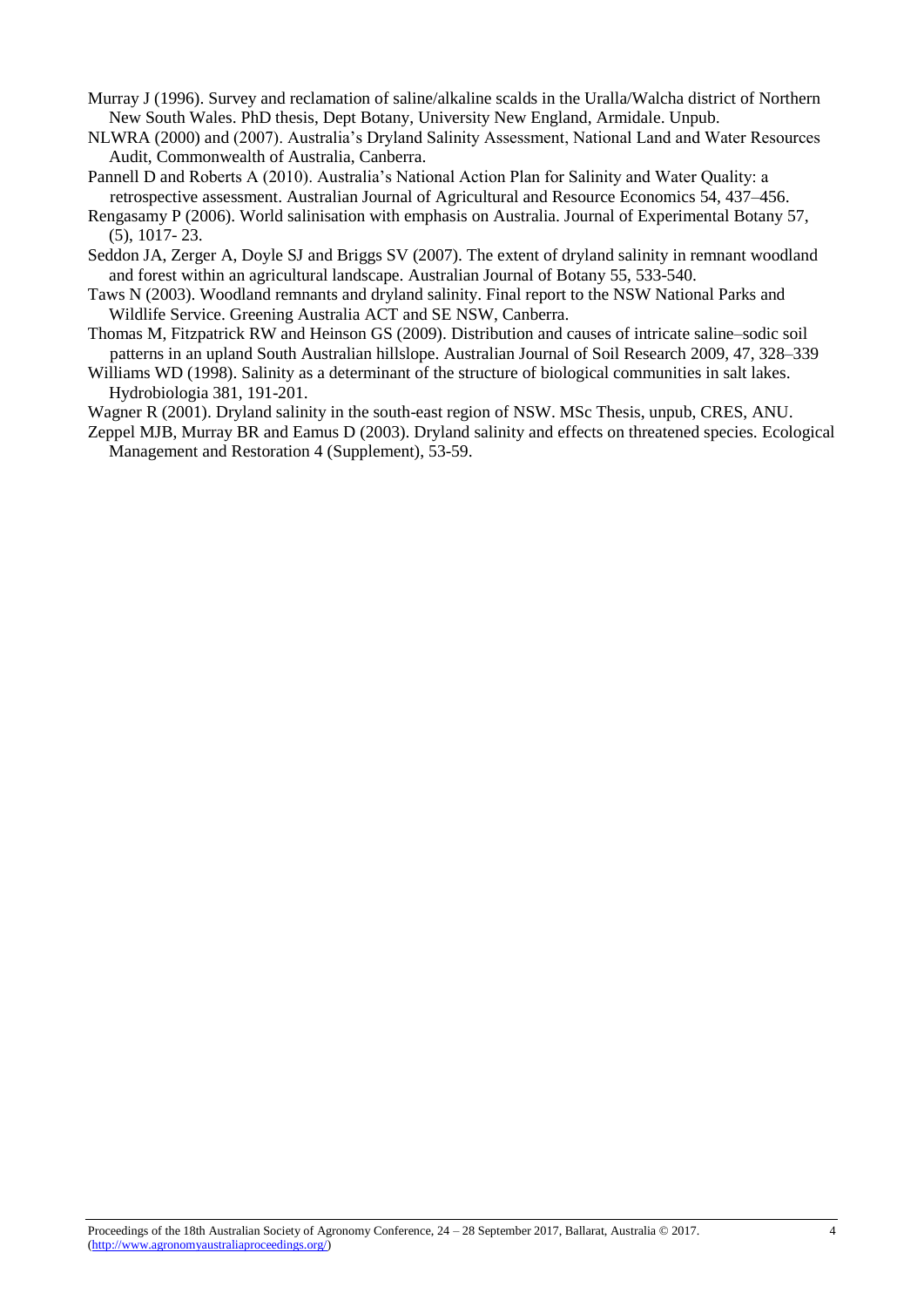Murray J (1996). Survey and reclamation of saline/alkaline scalds in the Uralla/Walcha district of Northern New South Wales. PhD thesis, Dept Botany, University New England, Armidale. Unpub.

NLWRA (2000) and (2007). Australia's Dryland Salinity Assessment, National Land and Water Resources Audit, Commonwealth of Australia, Canberra.

Pannell D and Roberts A (2010). Australia's National Action Plan for Salinity and Water Quality: a retrospective assessment. Australian Journal of Agricultural and Resource Economics 54, 437–456.

Rengasamy P (2006). World salinisation with emphasis on Australia. Journal of Experimental Botany 57, (5), 1017- 23.

Seddon JA, Zerger A, Doyle SJ and Briggs SV (2007). The extent of dryland salinity in remnant woodland and forest within an agricultural landscape. Australian Journal of Botany 55, 533-540.

Taws N (2003). Woodland remnants and dryland salinity. Final report to the NSW National Parks and Wildlife Service. Greening Australia ACT and SE NSW, Canberra.

Thomas M, Fitzpatrick RW and Heinson GS (2009). Distribution and causes of intricate saline–sodic soil patterns in an upland South Australian hillslope. Australian Journal of Soil Research 2009, 47, 328–339

Williams WD (1998). Salinity as a determinant of the structure of biological communities in salt lakes. Hydrobiologia 381, 191-201.

Wagner R (2001). Dryland salinity in the south-east region of NSW. MSc Thesis, unpub, CRES, ANU.

Zeppel MJB, Murray BR and Eamus D (2003). Dryland salinity and effects on threatened species. Ecological Management and Restoration 4 (Supplement), 53-59.